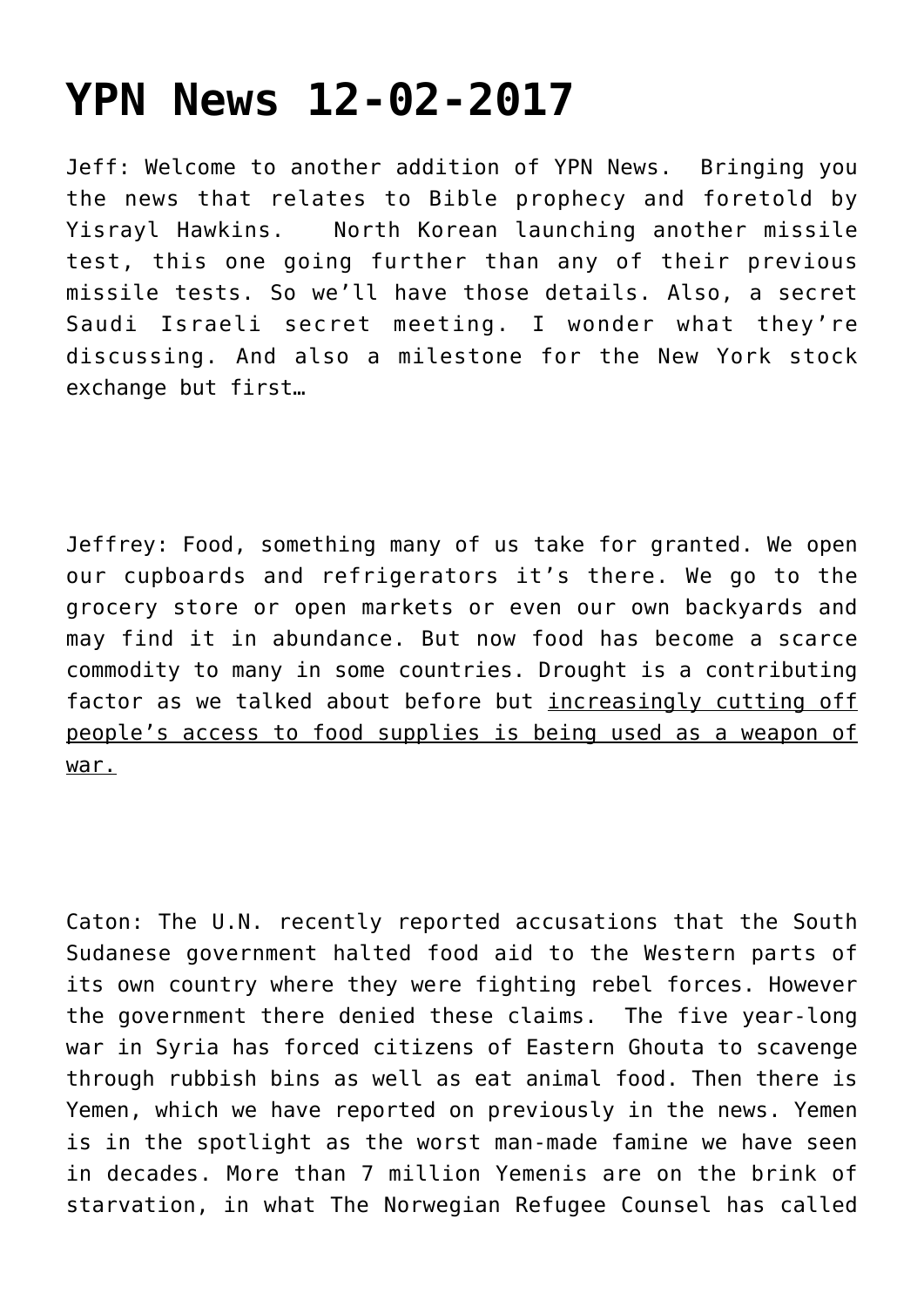# YPN News 12-02-2017

Jeff: Welcome to another addition of YPN News. Bringing you the news that relates to Bible prophecy and foretold by Yisrayl Hawkins. North Korean launching another missile test, this one going further than any of their previous missile tests. So we'll have those details. Also, a secret Saudi Israeli secret meeting. I wonder what they're discussing. And also a milestone for the New York stock exchange but first…

Jeffrey: Food, something many of us take for granted. We open our cupboards and refrigerators it's there. We go to the grocery store or open markets or even our own backyards and may find it in abundance. But now food has become a scarce commodity to many in some countries. Drought is a contributing factor as we talked about before but <u>increasingly cutting off people's access to food supplies is being used as a weapon of war.</u>

Caton: The U.N. recently reported accusations that the South Sudanese government halted food aid to the Western parts of its own country where they were fighting rebel forces. However the government there denied these claims. The five year-long war in Syria has forced citizens of Eastern Ghouta to scavenge through rubbish bins as well as eat animal food. Then there is Yemen, which we have reported on previously in the news. Yemen is in the spotlight as the worst man-made famine we have seen in decades. More than 7 million Yemenis are on the brink of starvation, in what The Norwegian Refugee Counsel has called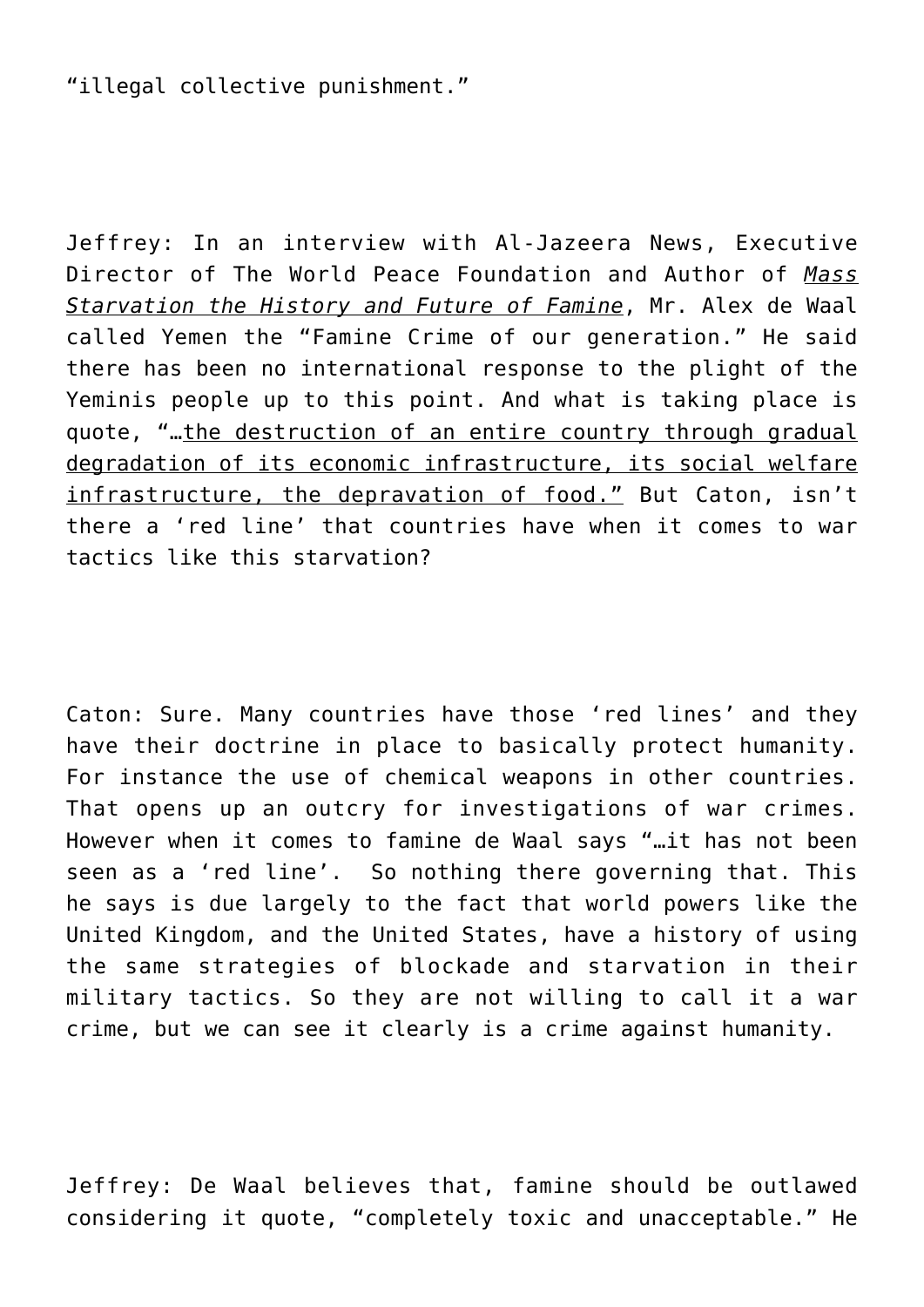"illegal collective punishment."

Jeffrey: In an interview with Al-Jazeera News, Executive Director of The World Peace Foundation and Author of *Mass Starvation the History and Future of Famine*, Mr. Alex de Waal called Yemen the "Famine Crime of our generation." He said there has been no international response to the plight of the Yeminis people up to this point. And what is taking place is quote, "…the destruction of an entire country through gradual degradation of its economic infrastructure, its social welfare infrastructure, the depravation of food." But Caton, isn't there a 'red line' that countries have when it comes to war tactics like this starvation?

Caton: Sure. Many countries have those 'red lines' and they have their doctrine in place to basically protect humanity. For instance the use of chemical weapons in other countries. That opens up an outcry for investigations of war crimes. However when it comes to famine de Waal says "…it has not been seen as a 'red line'. So nothing there governing that. This he says is due largely to the fact that world powers like the United Kingdom, and the United States, have a history of using the same strategies of blockade and starvation in their military tactics. So they are not willing to call it a war crime, but we can see it clearly is a crime against humanity.

Jeffrey: De Waal believes that, famine should be outlawed considering it quote, "completely toxic and unacceptable." He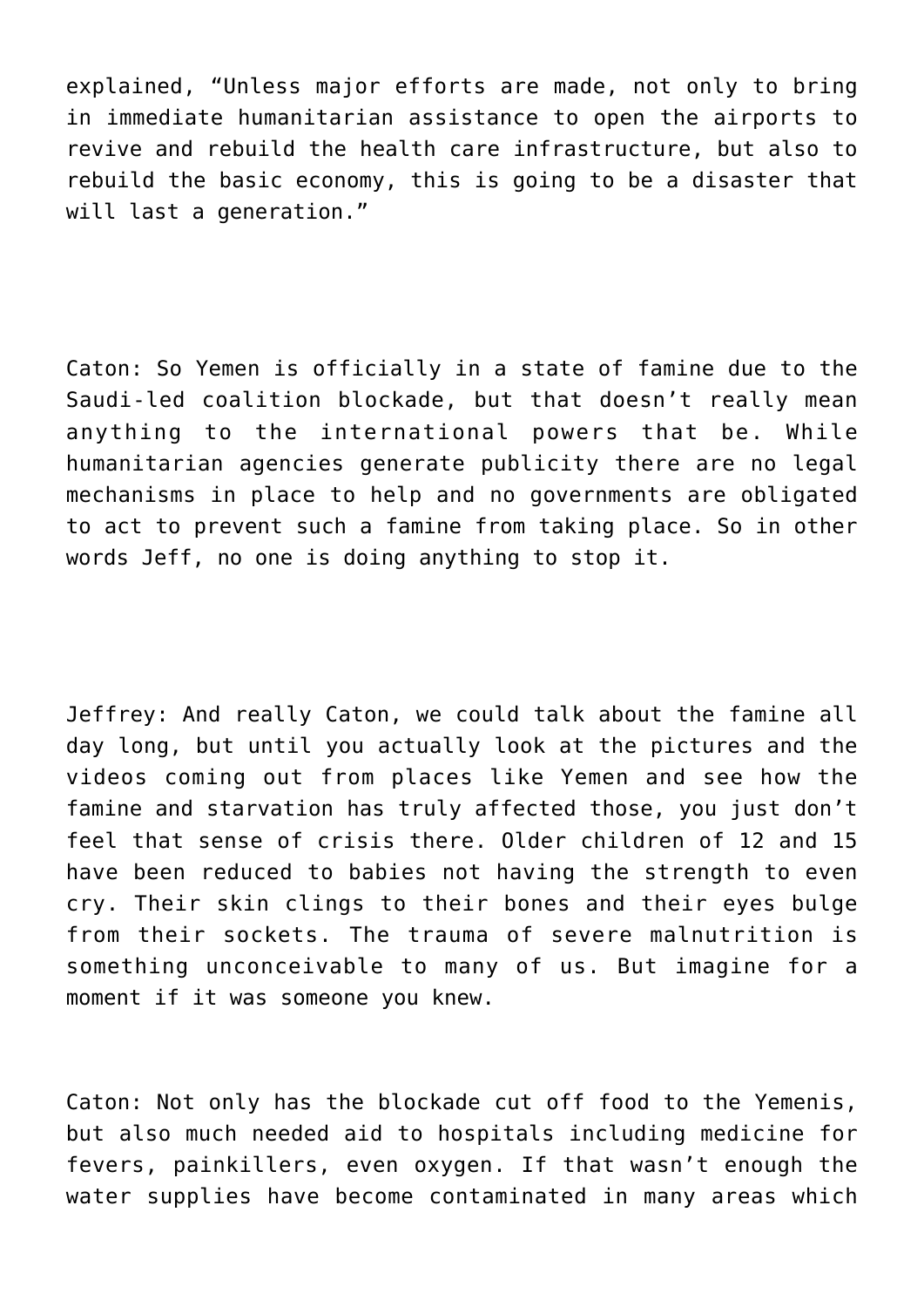explained, “Unless major efforts are made, not only to bring in immediate humanitarian assistance to open the airports to revive and rebuild the health care infrastructure, but also to rebuild the basic economy, this is going to be a disaster that will last a generation.”

Caton: So Yemen is officially in a state of famine due to the Saudi-led coalition blockade, but that doesn’t really mean anything to the international powers that be. While humanitarian agencies generate publicity there are no legal mechanisms in place to help and no governments are obligated to act to prevent such a famine from taking place. So in other words Jeff, no one is doing anything to stop it.

Jeffrey: And really Caton, we could talk about the famine all day long, but until you actually look at the pictures and the videos coming out from places like Yemen and see how the famine and starvation has truly affected those, you just don’t feel that sense of crisis there. Older children of 12 and 15 have been reduced to babies not having the strength to even cry. Their skin clings to their bones and their eyes bulge from their sockets. The trauma of severe malnutrition is something unconceivable to many of us. But imagine for a moment if it was someone you knew.

Caton: Not only has the blockade cut off food to the Yemenis, but also much needed aid to hospitals including medicine for fevers, painkillers, even oxygen. If that wasn’t enough the water supplies have become contaminated in many areas which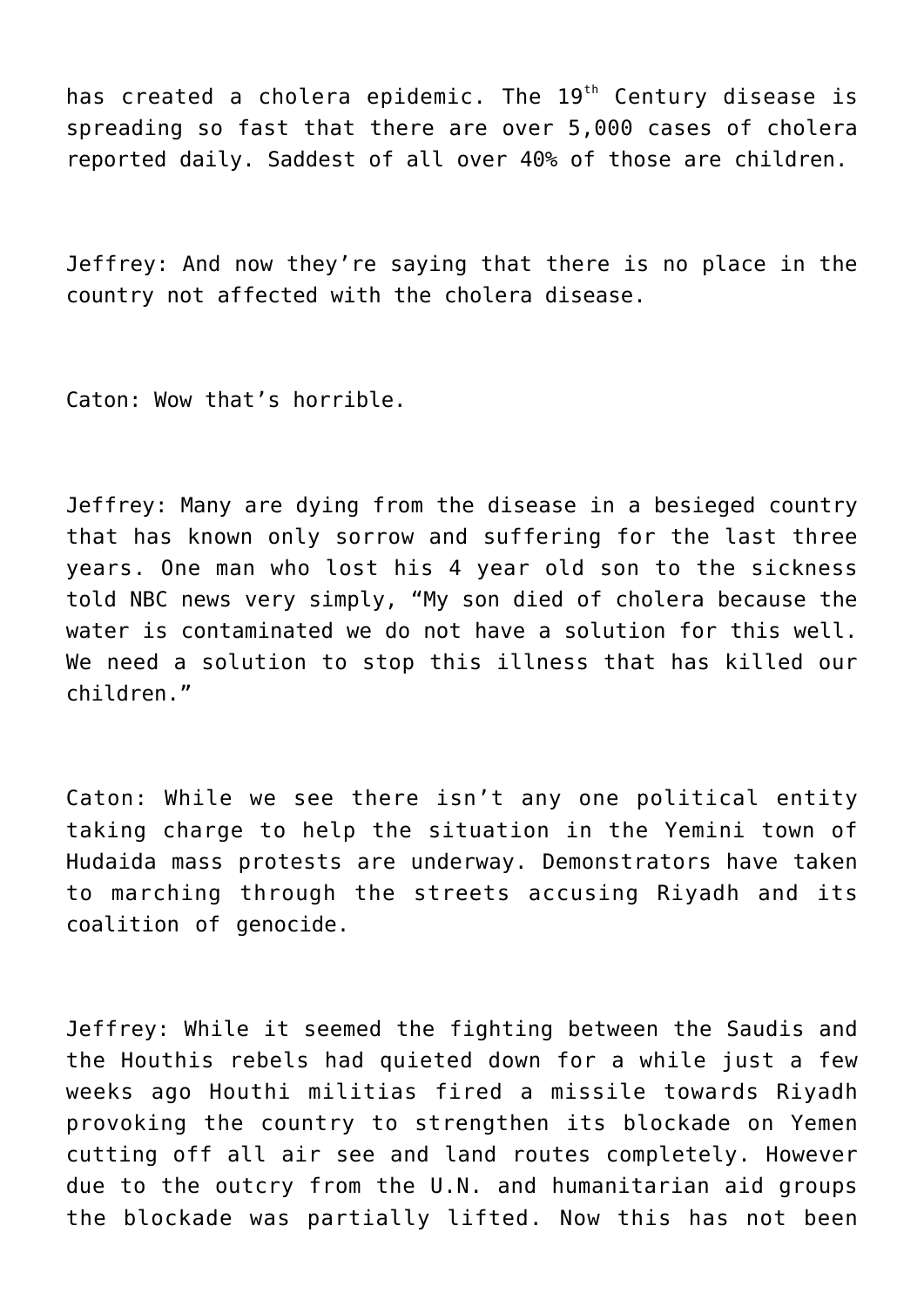has created a cholera epidemic. The 19th Century disease is spreading so fast that there are over 5,000 cases of cholera reported daily. Saddest of all over 40% of those are children.

Jeffrey: And now they're saying that there is no place in the country not affected with the cholera disease.

Caton: Wow that's horrible.

Jeffrey: Many are dying from the disease in a besieged country that has known only sorrow and suffering for the last three years. One man who lost his 4 year old son to the sickness told NBC news very simply, "My son died of cholera because the water is contaminated we do not have a solution for this well. We need a solution to stop this illness that has killed our children."

Caton: While we see there isn't any one political entity taking charge to help the situation in the Yemini town of Hudaida mass protests are underway. Demonstrators have taken to marching through the streets accusing Riyadh and its coalition of genocide.

Jeffrey: While it seemed the fighting between the Saudis and the Houthis rebels had quieted down for a while just a few weeks ago Houthi militias fired a missile towards Riyadh provoking the country to strengthen its blockade on Yemen cutting off all air see and land routes completely. However due to the outcry from the U.N. and humanitarian aid groups the blockade was partially lifted. Now this has not been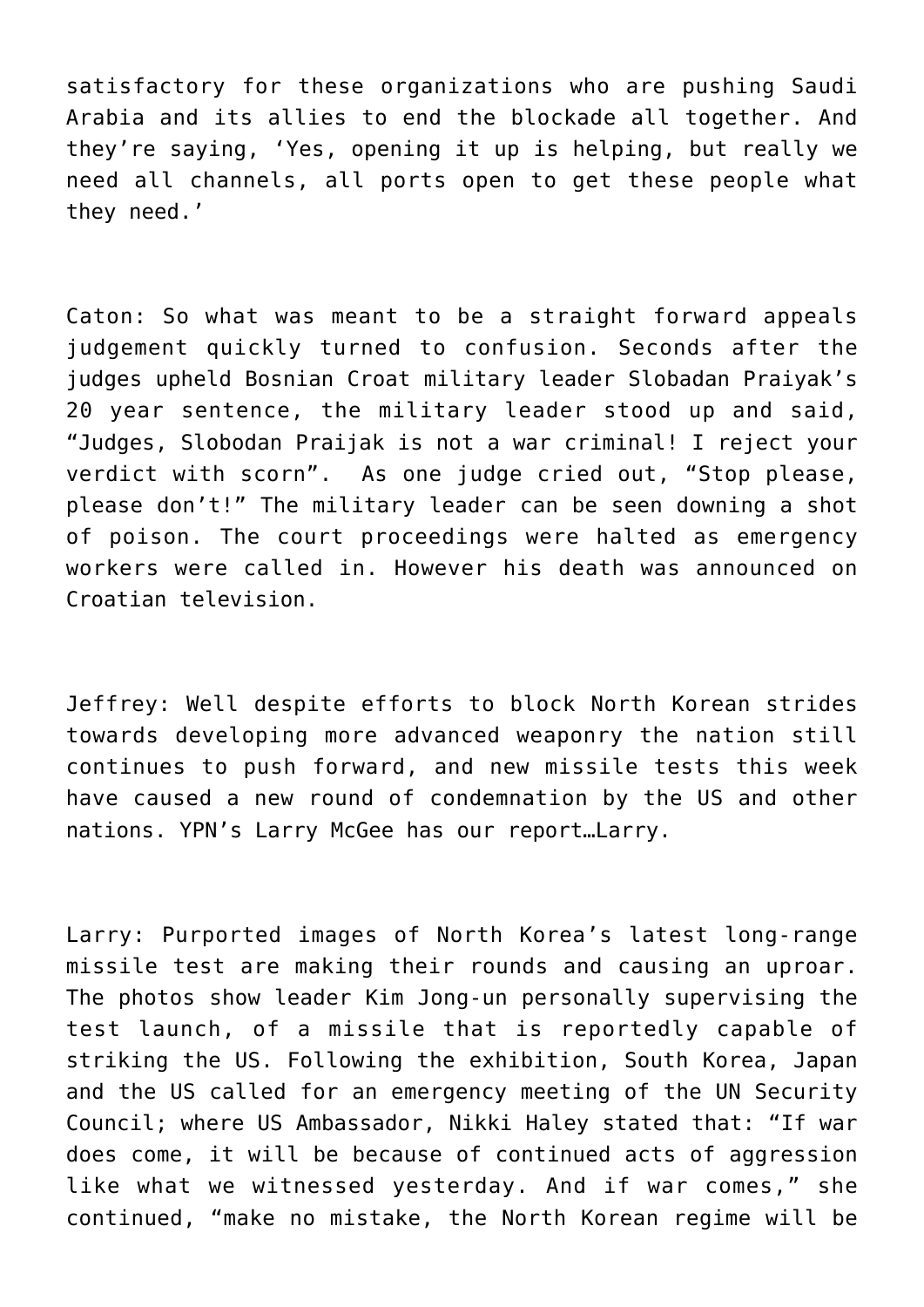satisfactory for these organizations who are pushing Saudi Arabia and its allies to end the blockade all together. And they're saying, 'Yes, opening it up is helping, but really we need all channels, all ports open to get these people what they need.'

Caton: So what was meant to be a straight forward appeals judgement quickly turned to confusion. Seconds after the judges upheld Bosnian Croat military leader Slobadan Praiyak's 20 year sentence, the military leader stood up and said, "Judges, Slobodan Praijak is not a war criminal! I reject your verdict with scorn". As one judge cried out, "Stop please, please don't!" The military leader can be seen downing a shot of poison. The court proceedings were halted as emergency workers were called in. However his death was announced on Croatian television.

Jeffrey: Well despite efforts to block North Korean strides towards developing more advanced weaponry the nation still continues to push forward, and new missile tests this week have caused a new round of condemnation by the US and other nations. YPN's Larry McGee has our report…Larry.

Larry: Purported images of North Korea's latest long-range missile test are making their rounds and causing an uproar. The photos show leader Kim Jong-un personally supervising the test launch, of a missile that is reportedly capable of striking the US. Following the exhibition, South Korea, Japan and the US called for an emergency meeting of the UN Security Council; where US Ambassador, Nikki Haley stated that: "If war does come, it will be because of continued acts of aggression like what we witnessed yesterday. And if war comes," she continued, "make no mistake, the North Korean regime will be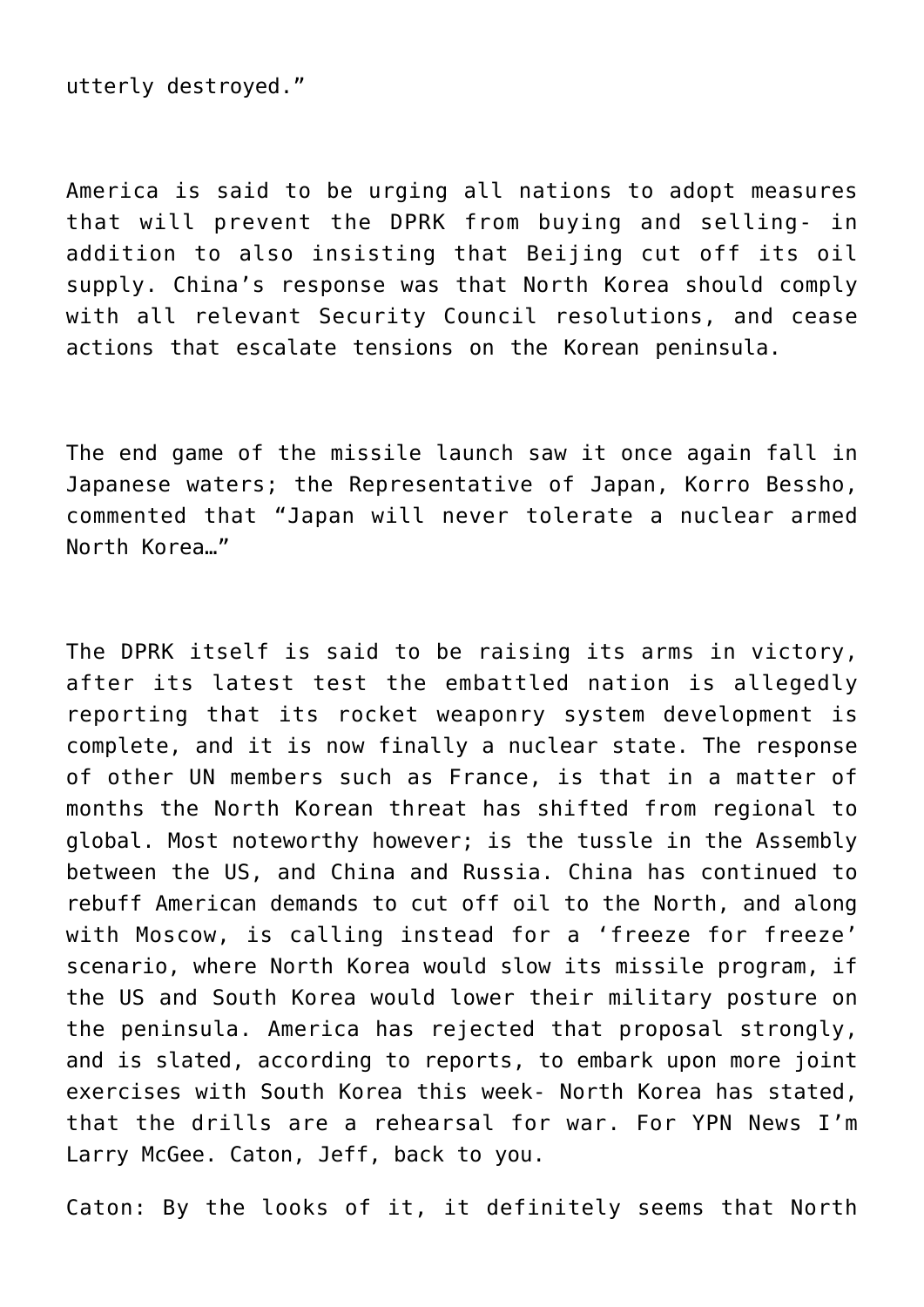utterly destroyed."

America is said to be urging all nations to adopt measures that will prevent the DPRK from buying and selling- in addition to also insisting that Beijing cut off its oil supply. China's response was that North Korea should comply with all relevant Security Council resolutions, and cease actions that escalate tensions on the Korean peninsula.

The end game of the missile launch saw it once again fall in Japanese waters; the Representative of Japan, Korro Bessho, commented that "Japan will never tolerate a nuclear armed North Korea…"

The DPRK itself is said to be raising its arms in victory, after its latest test the embattled nation is allegedly reporting that its rocket weaponry system development is complete, and it is now finally a nuclear state. The response of other UN members such as France, is that in a matter of months the North Korean threat has shifted from regional to global. Most noteworthy however; is the tussle in the Assembly between the US, and China and Russia. China has continued to rebuff American demands to cut off oil to the North, and along with Moscow, is calling instead for a 'freeze for freeze' scenario, where North Korea would slow its missile program, if the US and South Korea would lower their military posture on the peninsula. America has rejected that proposal strongly, and is slated, according to reports, to embark upon more joint exercises with South Korea this week- North Korea has stated, that the drills are a rehearsal for war. For YPN News I'm Larry McGee. Caton, Jeff, back to you.

Caton: By the looks of it, it definitely seems that North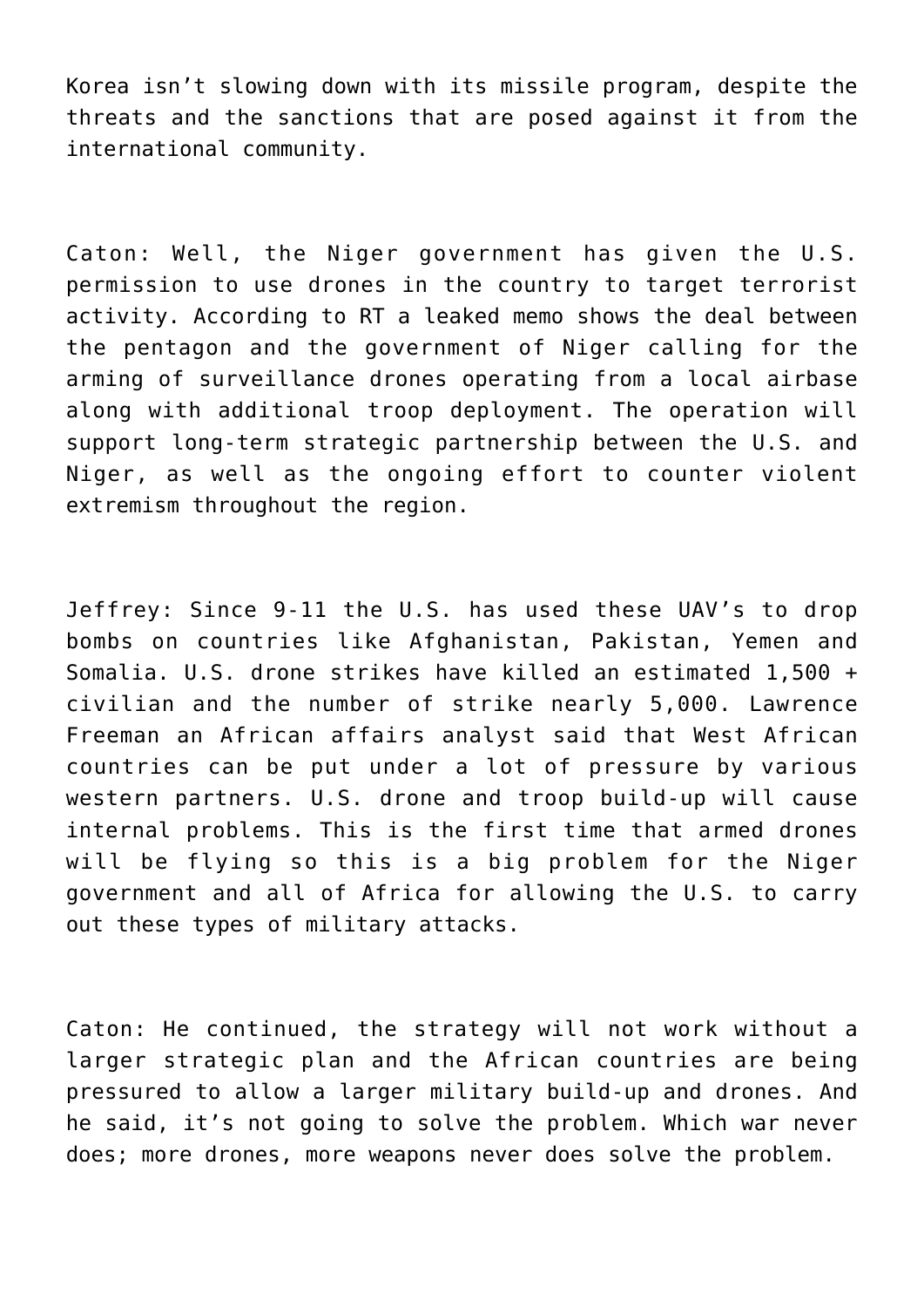Korea isn't slowing down with its missile program, despite the threats and the sanctions that are posed against it from the international community.

Caton: Well, the Niger government has given the U.S. permission to use drones in the country to target terrorist activity. According to RT a leaked memo shows the deal between the pentagon and the government of Niger calling for the arming of surveillance drones operating from a local airbase along with additional troop deployment. The operation will support long-term strategic partnership between the U.S. and Niger, as well as the ongoing effort to counter violent extremism throughout the region.

Jeffrey: Since 9-11 the U.S. has used these UAV's to drop bombs on countries like Afghanistan, Pakistan, Yemen and Somalia. U.S. drone strikes have killed an estimated 1,500 + civilian and the number of strike nearly 5,000. Lawrence Freeman an African affairs analyst said that West African countries can be put under a lot of pressure by various western partners. U.S. drone and troop build-up will cause internal problems. This is the first time that armed drones will be flying so this is a big problem for the Niger government and all of Africa for allowing the U.S. to carry out these types of military attacks.

Caton: He continued, the strategy will not work without a larger strategic plan and the African countries are being pressured to allow a larger military build-up and drones. And he said, it's not going to solve the problem. Which war never does; more drones, more weapons never does solve the problem.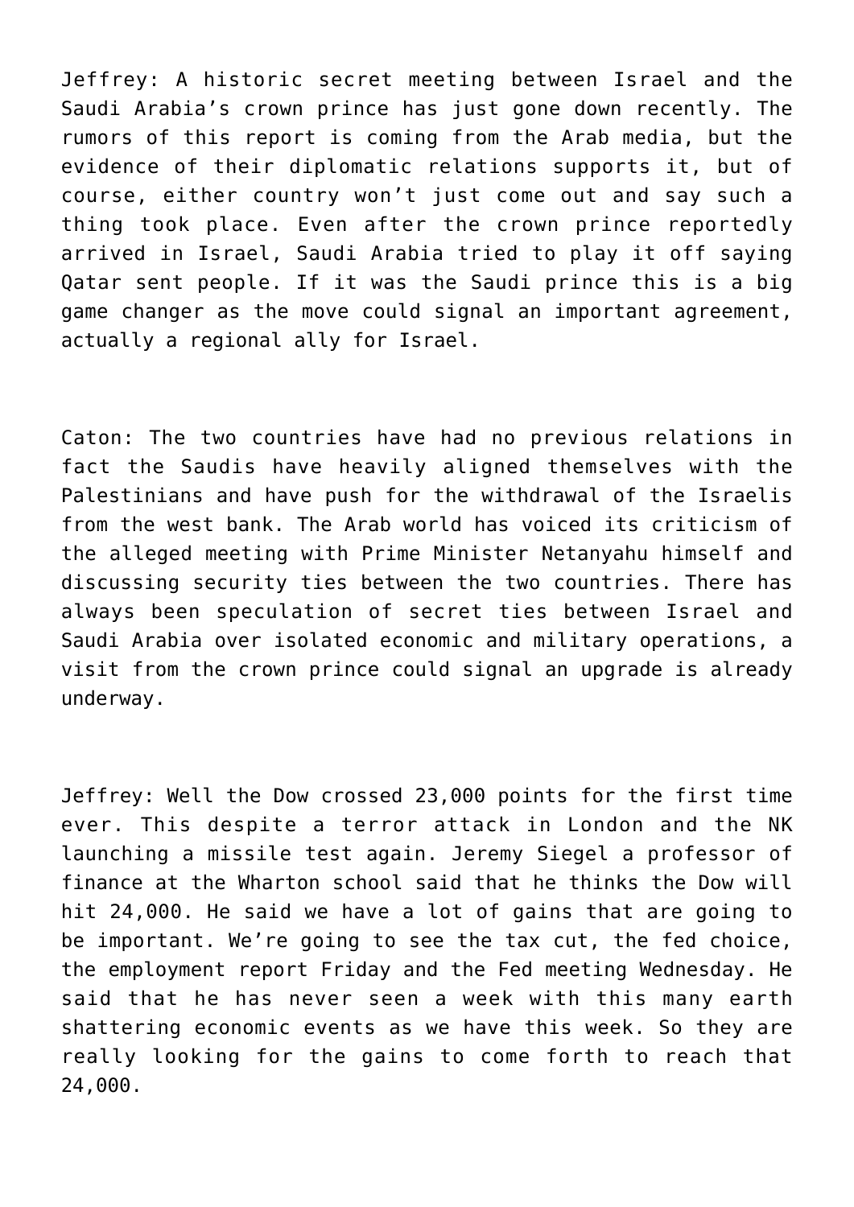Jeffrey: A historic secret meeting between Israel and the Saudi Arabia's crown prince has just gone down recently. The rumors of this report is coming from the Arab media, but the evidence of their diplomatic relations supports it, but of course, either country won't just come out and say such a thing took place. Even after the crown prince reportedly arrived in Israel, Saudi Arabia tried to play it off saying Qatar sent people. If it was the Saudi prince this is a big game changer as the move could signal an important agreement, actually a regional ally for Israel.

Caton: The two countries have had no previous relations in fact the Saudis have heavily aligned themselves with the Palestinians and have push for the withdrawal of the Israelis from the west bank. The Arab world has voiced its criticism of the alleged meeting with Prime Minister Netanyahu himself and discussing security ties between the two countries. There has always been speculation of secret ties between Israel and Saudi Arabia over isolated economic and military operations, a visit from the crown prince could signal an upgrade is already underway.

Jeffrey: Well the Dow crossed 23,000 points for the first time ever. This despite a terror attack in London and the NK launching a missile test again. Jeremy Siegel a professor of finance at the Wharton school said that he thinks the Dow will hit 24,000. He said we have a lot of gains that are going to be important. We're going to see the tax cut, the fed choice, the employment report Friday and the Fed meeting Wednesday. He said that he has never seen a week with this many earth shattering economic events as we have this week. So they are really looking for the gains to come forth to reach that 24,000.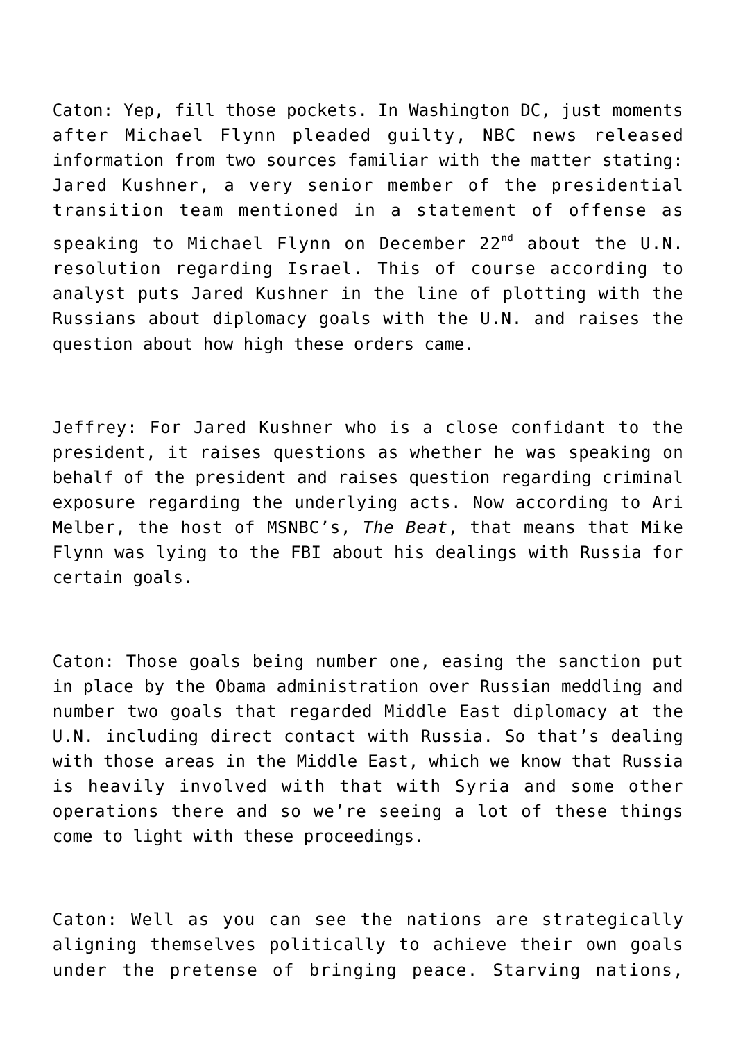Caton: Yep, fill those pockets. In Washington DC, just moments after Michael Flynn pleaded guilty, NBC news released information from two sources familiar with the matter stating: Jared Kushner, a very senior member of the presidential transition team mentioned in a statement of offense as speaking to Michael Flynn on December 22nd about the U.N. resolution regarding Israel. This of course according to analyst puts Jared Kushner in the line of plotting with the Russians about diplomacy goals with the U.N. and raises the question about how high these orders came.

Jeffrey: For Jared Kushner who is a close confidant to the president, it raises questions as whether he was speaking on behalf of the president and raises question regarding criminal exposure regarding the underlying acts. Now according to Ari Melber, the host of MSNBC's, *The Beat*, that means that Mike Flynn was lying to the FBI about his dealings with Russia for certain goals.

Caton: Those goals being number one, easing the sanction put in place by the Obama administration over Russian meddling and number two goals that regarded Middle East diplomacy at the U.N. including direct contact with Russia. So that's dealing with those areas in the Middle East, which we know that Russia is heavily involved with that with Syria and some other operations there and so we're seeing a lot of these things come to light with these proceedings.

Caton: Well as you can see the nations are strategically aligning themselves politically to achieve their own goals under the pretense of bringing peace. Starving nations,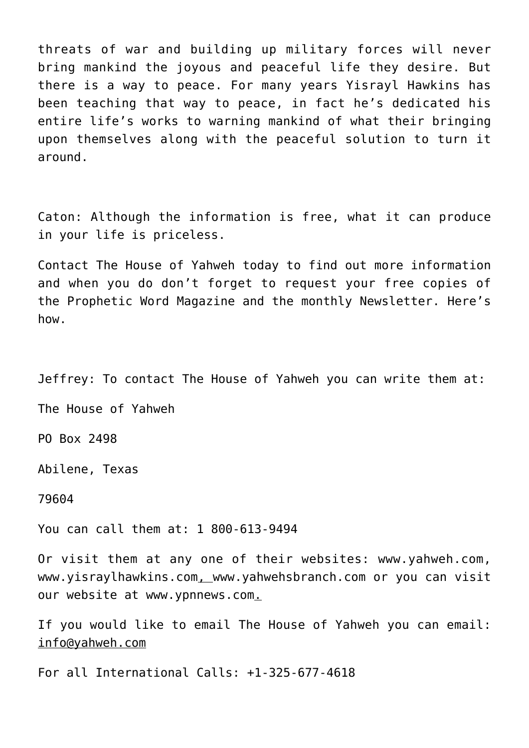threats of war and building up military forces will never bring mankind the joyous and peaceful life they desire. But there is a way to peace. For many years Yisrayl Hawkins has been teaching that way to peace, in fact he's dedicated his entire life's works to warning mankind of what their bringing upon themselves along with the peaceful solution to turn it around.

Caton: Although the information is free, what it can produce in your life is priceless.

Contact The House of Yahweh today to find out more information and when you do don't forget to request your free copies of the Prophetic Word Magazine and the monthly Newsletter. Here's how.

Jeffrey: To contact The House of Yahweh you can write them at:

The House of Yahweh

PO Box 2498

Abilene, Texas

79604

You can call them at: 1 800-613-9494

Or visit them at any one of their websites: www.yahweh.com, www.yisraylhawkins.com, www.yahwehsbranch.com or you can visit our website at www.ypnnews.com.

If you would like to email The House of Yahweh you can email: info@yahweh.com

For all International Calls: +1-325-677-4618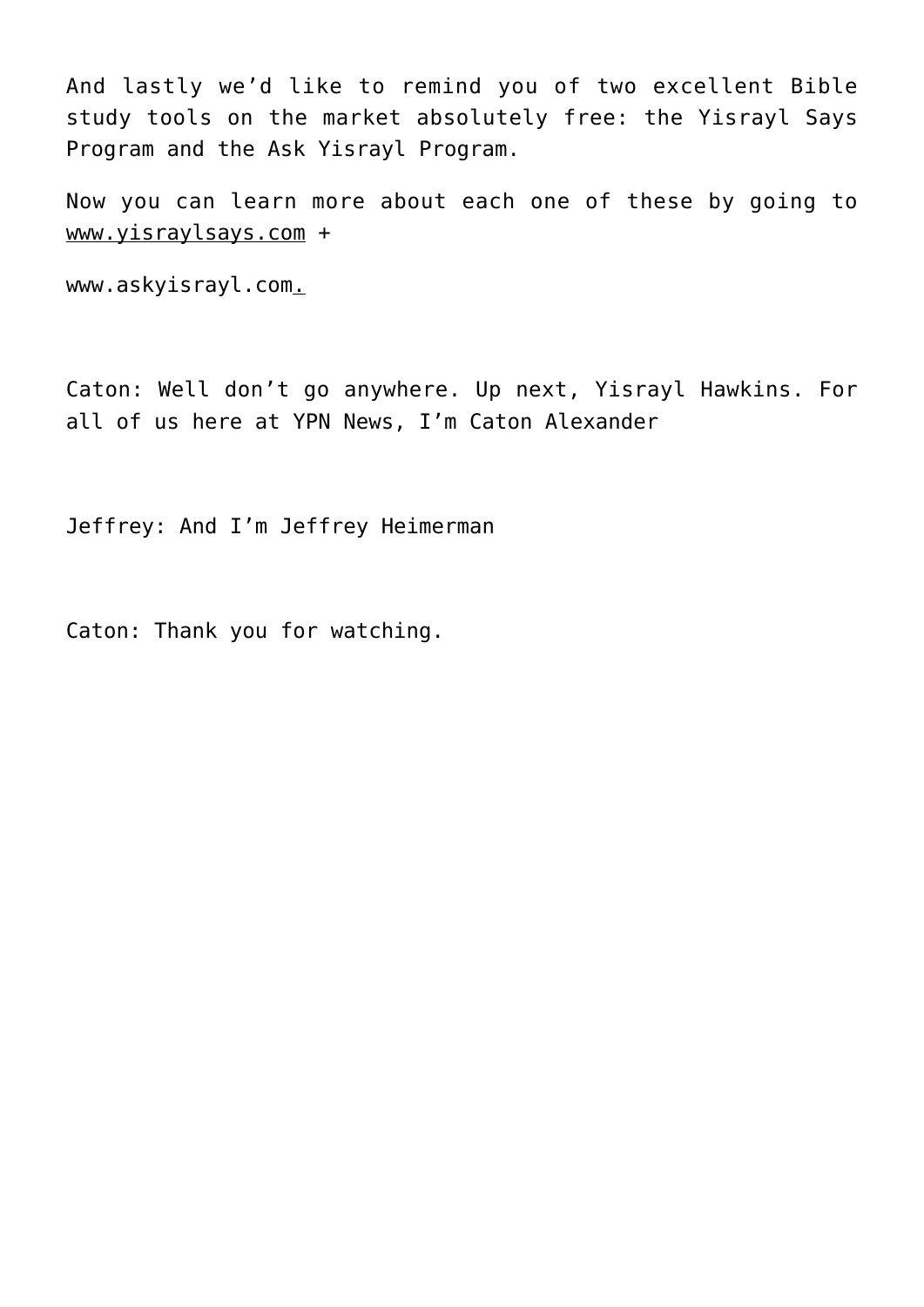And lastly we'd like to remind you of two excellent Bible study tools on the market absolutely free: the Yisrayl Says Program and the Ask Yisrayl Program.

Now you can learn more about each one of these by going to www.yisraylsays.com +

www.askyisrayl.com.

Caton: Well don't go anywhere. Up next, Yisrayl Hawkins. For all of us here at YPN News, I'm Caton Alexander

Jeffrey: And I'm Jeffrey Heimerman

Caton: Thank you for watching.